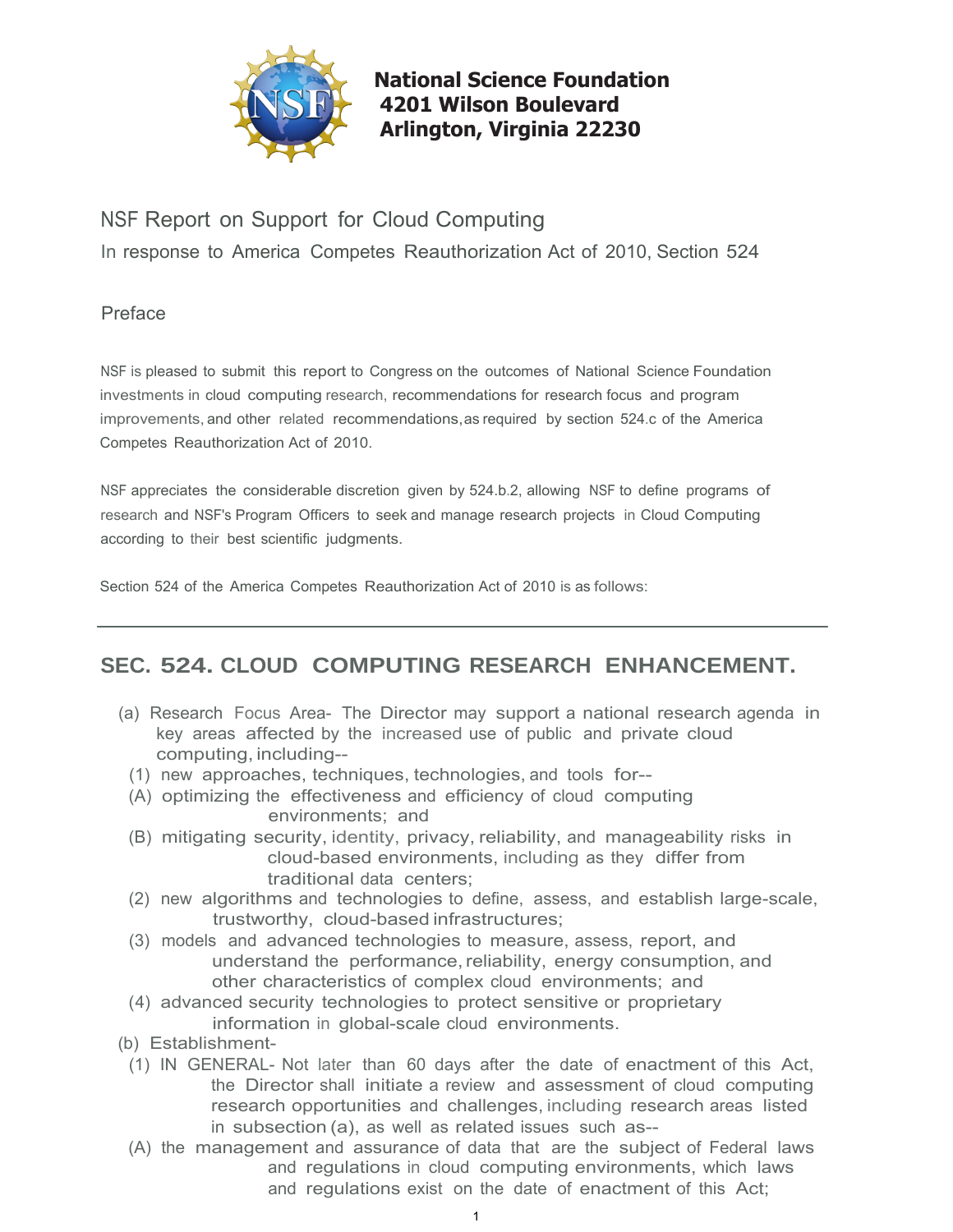**National Science Foundation**
**4201 Wilson Boulevard**
**Arlington, Virginia 22230**

# NSF Report on Support for Cloud Computing

In response to America Competes Reauthorization Act of 2010, Section 524

## Preface

NSF is pleased to submit this report to Congress on the outcomes of National Science Foundation investments in cloud computing research, recommendations for research focus and program improvements, and other related recommendations, as required by section 524.c of the America Competes Reauthorization Act of 2010.

NSF appreciates the considerable discretion given by 524.b.2, allowing NSF to define programs of research and NSF's Program Officers to seek and manage research projects in Cloud Computing according to their best scientific judgments.

Section 524 of the America Competes Reauthorization Act of 2010 is as follows:

---

## SEC. 524. CLOUD COMPUTING RESEARCH ENHANCEMENT.

(a) Research Focus Area- The Director may support a national research agenda in key areas affected by the increased use of public and private cloud computing, including--

  (1) new approaches, techniques, technologies, and tools for--

  (A) optimizing the effectiveness and efficiency of cloud computing environments; and

  (B) mitigating security, identity, privacy, reliability, and manageability risks in cloud-based environments, including as they differ from traditional data centers;

  (2) new algorithms and technologies to define, assess, and establish large-scale, trustworthy, cloud-based infrastructures;

  (3) models and advanced technologies to measure, assess, report, and understand the performance, reliability, energy consumption, and other characteristics of complex cloud environments; and

  (4) advanced security technologies to protect sensitive or proprietary information in global-scale cloud environments.

(b) Establishment-

  (1) IN GENERAL- Not later than 60 days after the date of enactment of this Act, the Director shall initiate a review and assessment of cloud computing research opportunities and challenges, including research areas listed in subsection (a), as well as related issues such as--

  (A) the management and assurance of data that are the subject of Federal laws and regulations in cloud computing environments, which laws and regulations exist on the date of enactment of this Act;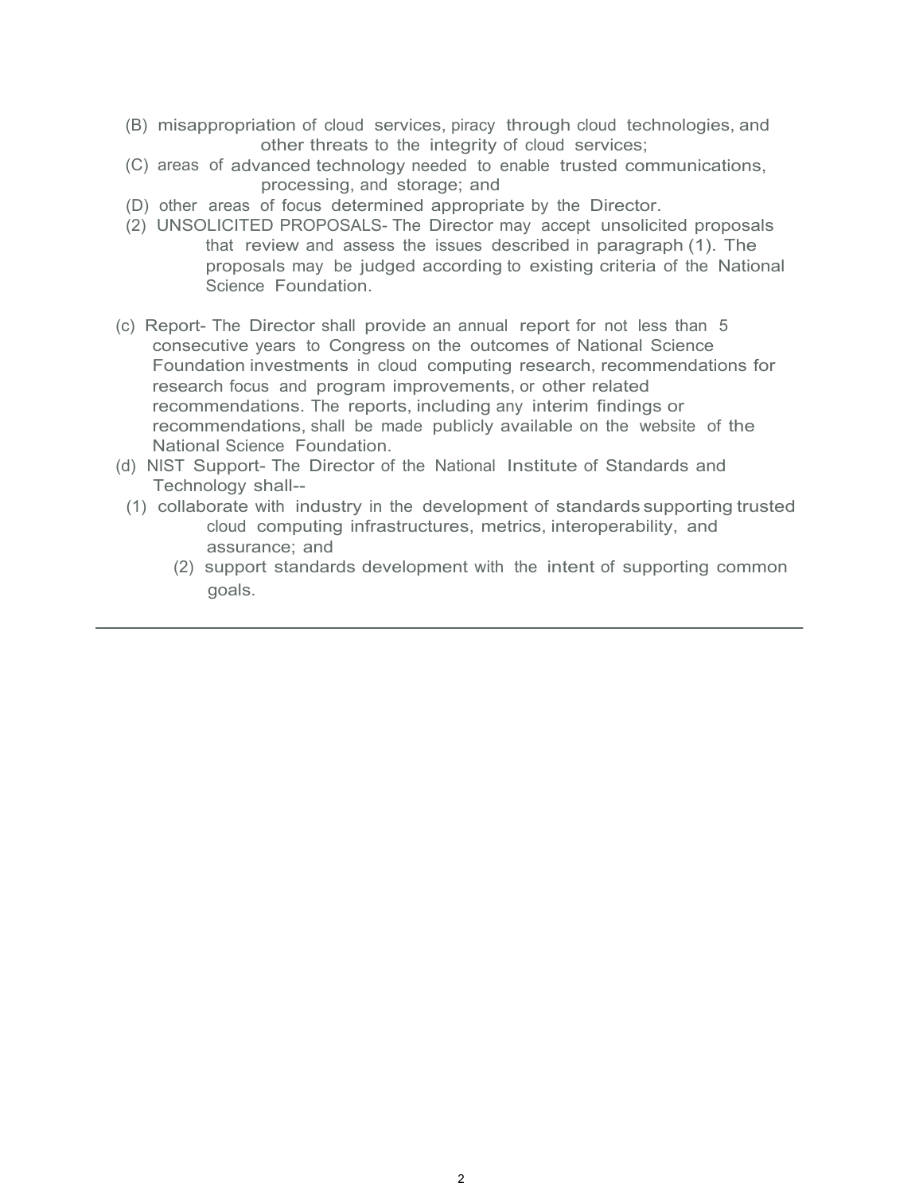(B) misappropriation of cloud services, piracy through cloud technologies, and other threats to the integrity of cloud services;

(C) areas of advanced technology needed to enable trusted communications, processing, and storage; and

(D) other areas of focus determined appropriate by the Director.

(2) UNSOLICITED PROPOSALS- The Director may accept unsolicited proposals that review and assess the issues described in paragraph (1). The proposals may be judged according to existing criteria of the National Science Foundation.

(c) Report- The Director shall provide an annual report for not less than 5 consecutive years to Congress on the outcomes of National Science Foundation investments in cloud computing research, recommendations for research focus and program improvements, or other related recommendations. The reports, including any interim findings or recommendations, shall be made publicly available on the website of the National Science Foundation.

(d) NIST Support- The Director of the National Institute of Standards and Technology shall--

(1) collaborate with industry in the development of standards supporting trusted cloud computing infrastructures, metrics, interoperability, and assurance; and

(2) support standards development with the intent of supporting common goals.

---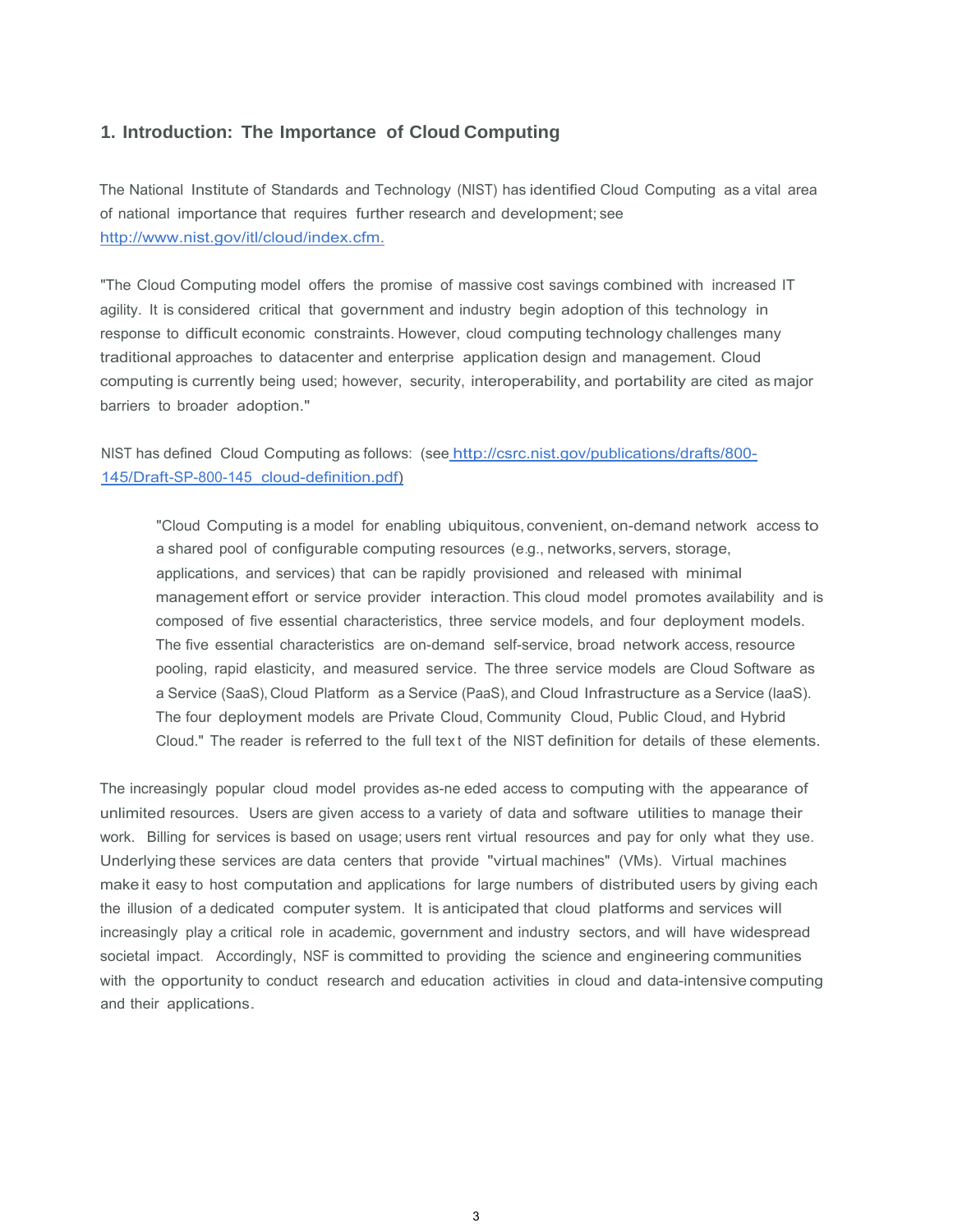## 1. Introduction: The Importance of Cloud Computing

The National Institute of Standards and Technology (NIST) has identified Cloud Computing as a vital area of national importance that requires further research and development; see http://www.nist.gov/itl/cloud/index.cfm.

"The Cloud Computing model offers the promise of massive cost savings combined with increased IT agility. It is considered critical that government and industry begin adoption of this technology in response to difficult economic constraints. However, cloud computing technology challenges many traditional approaches to datacenter and enterprise application design and management. Cloud computing is currently being used; however, security, interoperability, and portability are cited as major barriers to broader adoption."

NIST has defined Cloud Computing as follows: (see http://csrc.nist.gov/publications/drafts/800-145/Draft-SP-800-145_cloud-definition.pdf)

> "Cloud Computing is a model for enabling ubiquitous, convenient, on-demand network access to a shared pool of configurable computing resources (e.g., networks, servers, storage, applications, and services) that can be rapidly provisioned and released with minimal management effort or service provider interaction. This cloud model promotes availability and is composed of five essential characteristics, three service models, and four deployment models. The five essential characteristics are on-demand self-service, broad network access, resource pooling, rapid elasticity, and measured service. The three service models are Cloud Software as a Service (SaaS), Cloud Platform as a Service (PaaS), and Cloud Infrastructure as a Service (IaaS). The four deployment models are Private Cloud, Community Cloud, Public Cloud, and Hybrid Cloud." The reader is referred to the full text of the NIST definition for details of these elements.

The increasingly popular cloud model provides as-needed access to computing with the appearance of unlimited resources. Users are given access to a variety of data and software utilities to manage their work. Billing for services is based on usage; users rent virtual resources and pay for only what they use. Underlying these services are data centers that provide "virtual machines" (VMs). Virtual machines make it easy to host computation and applications for large numbers of distributed users by giving each the illusion of a dedicated computer system. It is anticipated that cloud platforms and services will increasingly play a critical role in academic, government and industry sectors, and will have widespread societal impact. Accordingly, NSF is committed to providing the science and engineering communities with the opportunity to conduct research and education activities in cloud and data-intensive computing and their applications.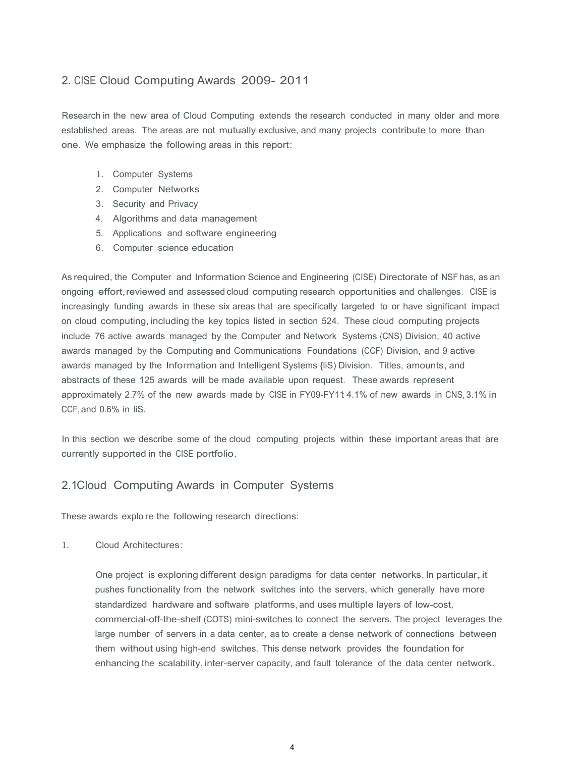## 2. CISE Cloud Computing Awards 2009- 2011

Research in the new area of Cloud Computing extends the research conducted in many older and more established areas. The areas are not mutually exclusive, and many projects contribute to more than one. We emphasize the following areas in this report:

1. Computer Systems
2. Computer Networks
3. Security and Privacy
4. Algorithms and data management
5. Applications and software engineering
6. Computer science education

As required, the Computer and Information Science and Engineering (CISE) Directorate of NSF has, as an ongoing effort, reviewed and assessed cloud computing research opportunities and challenges. CISE is increasingly funding awards in these six areas that are specifically targeted to or have significant impact on cloud computing, including the key topics listed in section 524. These cloud computing projects include 76 active awards managed by the Computer and Network Systems {CNS) Division, 40 active awards managed by the Computing and Communications Foundations (CCF) Division, and 9 active awards managed by the Information and Intelligent Systems {IiS) Division. Titles, amounts, and abstracts of these 125 awards will be made available upon request. These awards represent approximately 2.7% of the new awards made by CISE in FY09-FY11: 4.1% of new awards in CNS, 3.1% in CCF, and 0.6% in IiS.

In this section we describe some of the cloud computing projects within these important areas that are currently supported in the CISE portfolio.

### 2.1 Cloud Computing Awards in Computer Systems

These awards explore the following research directions:

1. Cloud Architectures:

   One project is exploring different design paradigms for data center networks. In particular, it pushes functionality from the network switches into the servers, which generally have more standardized hardware and software platforms, and uses multiple layers of low-cost, commercial-off-the-shelf (COTS) mini-switches to connect the servers. The project leverages the large number of servers in a data center, as to create a dense network of connections between them without using high-end switches. This dense network provides the foundation for enhancing the scalability, inter-server capacity, and fault tolerance of the data center network.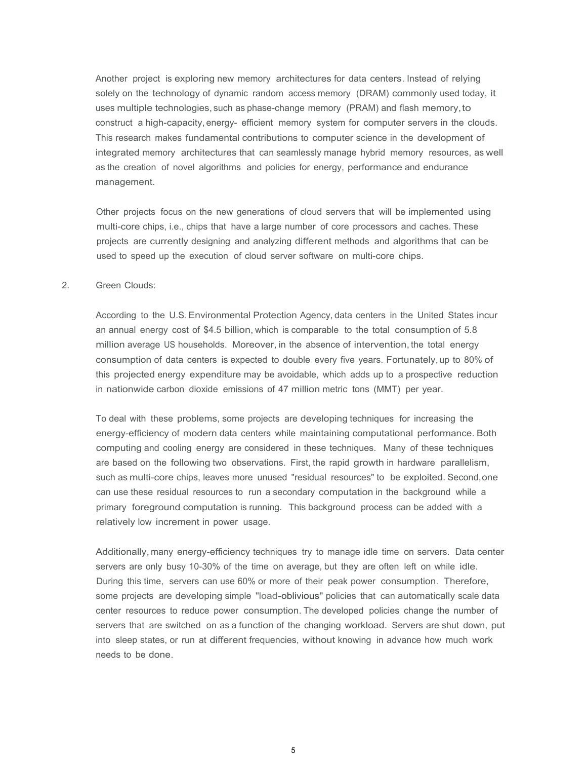Another project is exploring new memory architectures for data centers. Instead of relying solely on the technology of dynamic random access memory (DRAM) commonly used today, it uses multiple technologies, such as phase-change memory (PRAM) and flash memory, to construct a high-capacity, energy- efficient memory system for computer servers in the clouds. This research makes fundamental contributions to computer science in the development of integrated memory architectures that can seamlessly manage hybrid memory resources, as well as the creation of novel algorithms and policies for energy, performance and endurance management.

Other projects focus on the new generations of cloud servers that will be implemented using multi-core chips, i.e., chips that have a large number of core processors and caches. These projects are currently designing and analyzing different methods and algorithms that can be used to speed up the execution of cloud server software on multi-core chips.

2. Green Clouds:

According to the U.S. Environmental Protection Agency, data centers in the United States incur an annual energy cost of $4.5 billion, which is comparable to the total consumption of 5.8 million average US households. Moreover, in the absence of intervention, the total energy consumption of data centers is expected to double every five years. Fortunately, up to 80% of this projected energy expenditure may be avoidable, which adds up to a prospective reduction in nationwide carbon dioxide emissions of 47 million metric tons (MMT) per year.

To deal with these problems, some projects are developing techniques for increasing the energy-efficiency of modern data centers while maintaining computational performance. Both computing and cooling energy are considered in these techniques. Many of these techniques are based on the following two observations. First, the rapid growth in hardware parallelism, such as multi-core chips, leaves more unused "residual resources" to be exploited. Second, one can use these residual resources to run a secondary computation in the background while a primary foreground computation is running. This background process can be added with a relatively low increment in power usage.

Additionally, many energy-efficiency techniques try to manage idle time on servers. Data center servers are only busy 10-30% of the time on average, but they are often left on while idle. During this time, servers can use 60% or more of their peak power consumption. Therefore, some projects are developing simple "load-oblivious" policies that can automatically scale data center resources to reduce power consumption. The developed policies change the number of servers that are switched on as a function of the changing workload. Servers are shut down, put into sleep states, or run at different frequencies, without knowing in advance how much work needs to be done.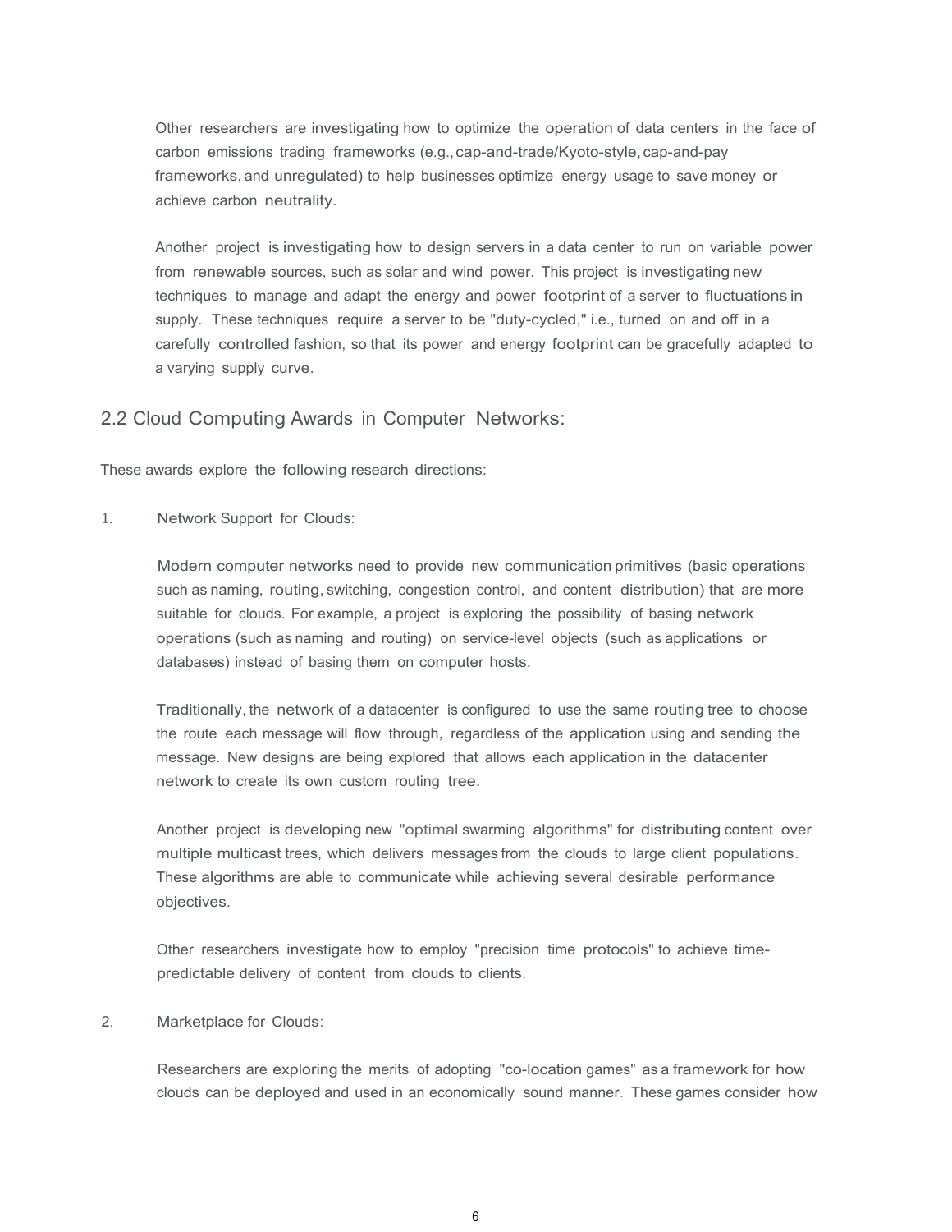Other researchers are investigating how to optimize the operation of data centers in the face of carbon emissions trading frameworks (e.g., cap-and-trade/Kyoto-style, cap-and-pay frameworks, and unregulated) to help businesses optimize energy usage to save money or achieve carbon neutrality.

Another project is investigating how to design servers in a data center to run on variable power from renewable sources, such as solar and wind power. This project is investigating new techniques to manage and adapt the energy and power footprint of a server to fluctuations in supply. These techniques require a server to be "duty-cycled," i.e., turned on and off in a carefully controlled fashion, so that its power and energy footprint can be gracefully adapted to a varying supply curve.

## 2.2 Cloud Computing Awards in Computer Networks:

These awards explore the following research directions:

1. Network Support for Clouds:

   Modern computer networks need to provide new communication primitives (basic operations such as naming, routing, switching, congestion control, and content distribution) that are more suitable for clouds. For example, a project is exploring the possibility of basing network operations (such as naming and routing) on service-level objects (such as applications or databases) instead of basing them on computer hosts.

   Traditionally, the network of a datacenter is configured to use the same routing tree to choose the route each message will flow through, regardless of the application using and sending the message. New designs are being explored that allows each application in the datacenter network to create its own custom routing tree.

   Another project is developing new "optimal swarming algorithms" for distributing content over multiple multicast trees, which delivers messages from the clouds to large client populations. These algorithms are able to communicate while achieving several desirable performance objectives.

   Other researchers investigate how to employ "precision time protocols" to achieve time-predictable delivery of content from clouds to clients.

2. Marketplace for Clouds:

   Researchers are exploring the merits of adopting "co-location games" as a framework for how clouds can be deployed and used in an economically sound manner. These games consider how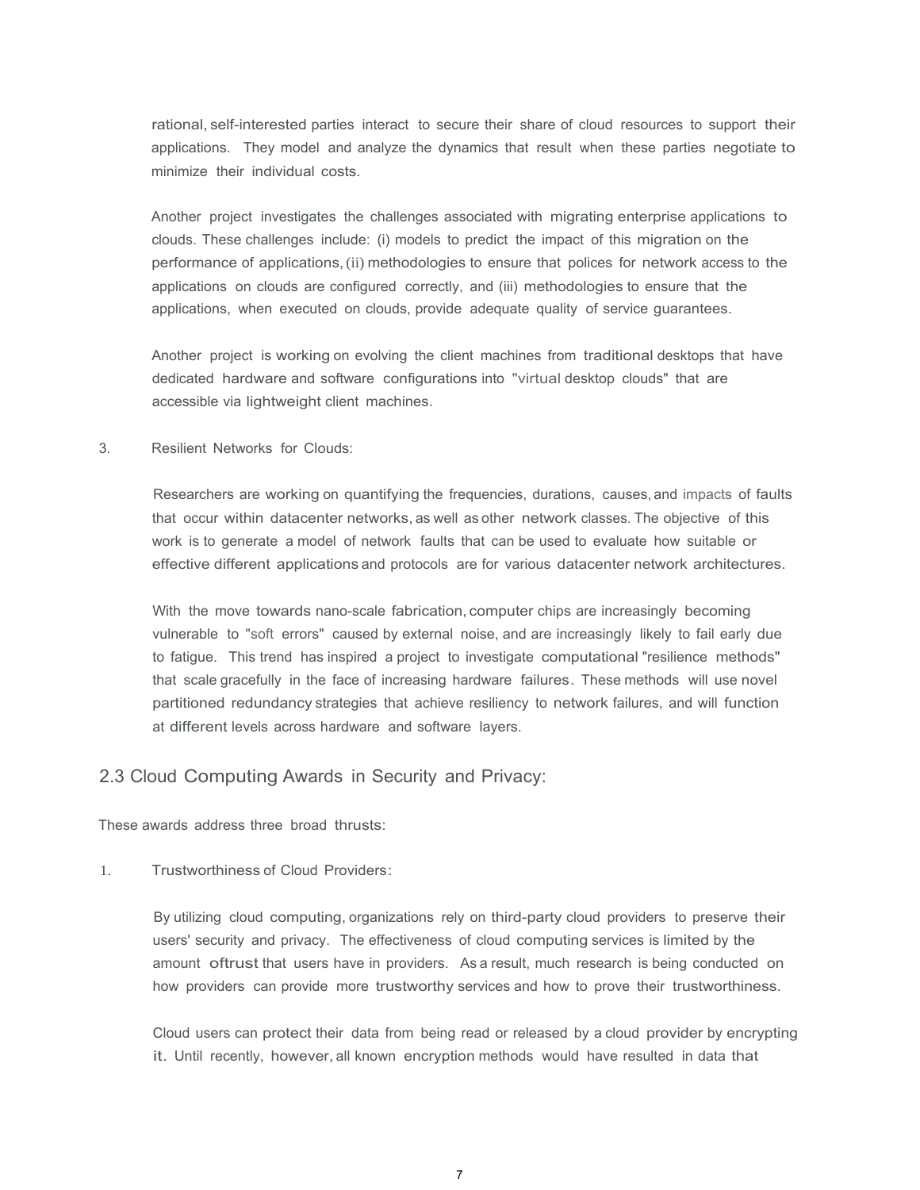rational, self-interested parties interact to secure their share of cloud resources to support their applications. They model and analyze the dynamics that result when these parties negotiate to minimize their individual costs.

Another project investigates the challenges associated with migrating enterprise applications to clouds. These challenges include: (i) models to predict the impact of this migration on the performance of applications, (ii) methodologies to ensure that polices for network access to the applications on clouds are configured correctly, and (iii) methodologies to ensure that the applications, when executed on clouds, provide adequate quality of service guarantees.

Another project is working on evolving the client machines from traditional desktops that have dedicated hardware and software configurations into "virtual desktop clouds" that are accessible via lightweight client machines.

3. Resilient Networks for Clouds:

Researchers are working on quantifying the frequencies, durations, causes, and impacts of faults that occur within datacenter networks, as well as other network classes. The objective of this work is to generate a model of network faults that can be used to evaluate how suitable or effective different applications and protocols are for various datacenter network architectures.

With the move towards nano-scale fabrication, computer chips are increasingly becoming vulnerable to "soft errors" caused by external noise, and are increasingly likely to fail early due to fatigue. This trend has inspired a project to investigate computational "resilience methods" that scale gracefully in the face of increasing hardware failures. These methods will use novel partitioned redundancy strategies that achieve resiliency to network failures, and will function at different levels across hardware and software layers.

## 2.3 Cloud Computing Awards in Security and Privacy:

These awards address three broad thrusts:

1. Trustworthiness of Cloud Providers:

By utilizing cloud computing, organizations rely on third-party cloud providers to preserve their users' security and privacy. The effectiveness of cloud computing services is limited by the amount oftrust that users have in providers. As a result, much research is being conducted on how providers can provide more trustworthy services and how to prove their trustworthiness.

Cloud users can protect their data from being read or released by a cloud provider by encrypting it. Until recently, however, all known encryption methods would have resulted in data that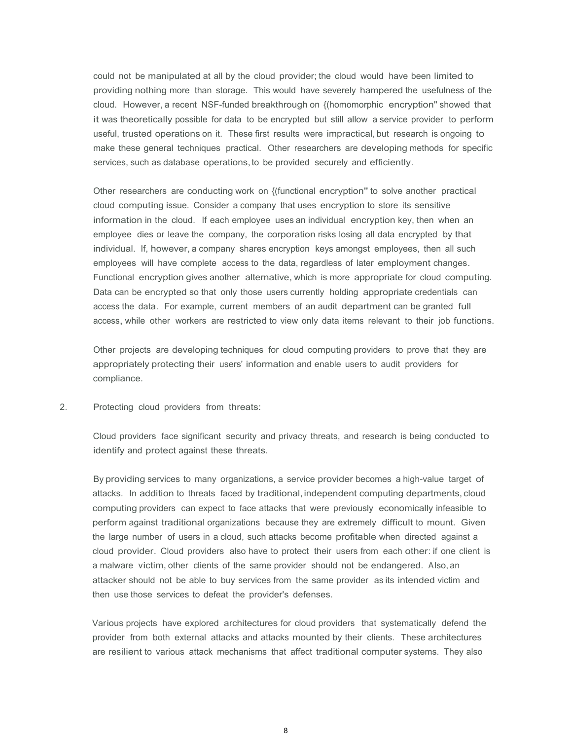could not be manipulated at all by the cloud provider; the cloud would have been limited to providing nothing more than storage. This would have severely hampered the usefulness of the cloud. However, a recent NSF-funded breakthrough on {(homomorphic encryption" showed that it was theoretically possible for data to be encrypted but still allow a service provider to perform useful, trusted operations on it. These first results were impractical, but research is ongoing to make these general techniques practical. Other researchers are developing methods for specific services, such as database operations, to be provided securely and efficiently.

Other researchers are conducting work on {(functional encryption" to solve another practical cloud computing issue. Consider a company that uses encryption to store its sensitive information in the cloud. If each employee uses an individual encryption key, then when an employee dies or leave the company, the corporation risks losing all data encrypted by that individual. If, however, a company shares encryption keys amongst employees, then all such employees will have complete access to the data, regardless of later employment changes. Functional encryption gives another alternative, which is more appropriate for cloud computing. Data can be encrypted so that only those users currently holding appropriate credentials can access the data. For example, current members of an audit department can be granted full access, while other workers are restricted to view only data items relevant to their job functions.

Other projects are developing techniques for cloud computing providers to prove that they are appropriately protecting their users' information and enable users to audit providers for compliance.

2. Protecting cloud providers from threats:

Cloud providers face significant security and privacy threats, and research is being conducted to identify and protect against these threats.

By providing services to many organizations, a service provider becomes a high-value target of attacks. In addition to threats faced by traditional, independent computing departments, cloud computing providers can expect to face attacks that were previously economically infeasible to perform against traditional organizations because they are extremely difficult to mount. Given the large number of users in a cloud, such attacks become profitable when directed against a cloud provider. Cloud providers also have to protect their users from each other: if one client is a malware victim, other clients of the same provider should not be endangered. Also, an attacker should not be able to buy services from the same provider as its intended victim and then use those services to defeat the provider's defenses.

Various projects have explored architectures for cloud providers that systematically defend the provider from both external attacks and attacks mounted by their clients. These architectures are resilient to various attack mechanisms that affect traditional computer systems. They also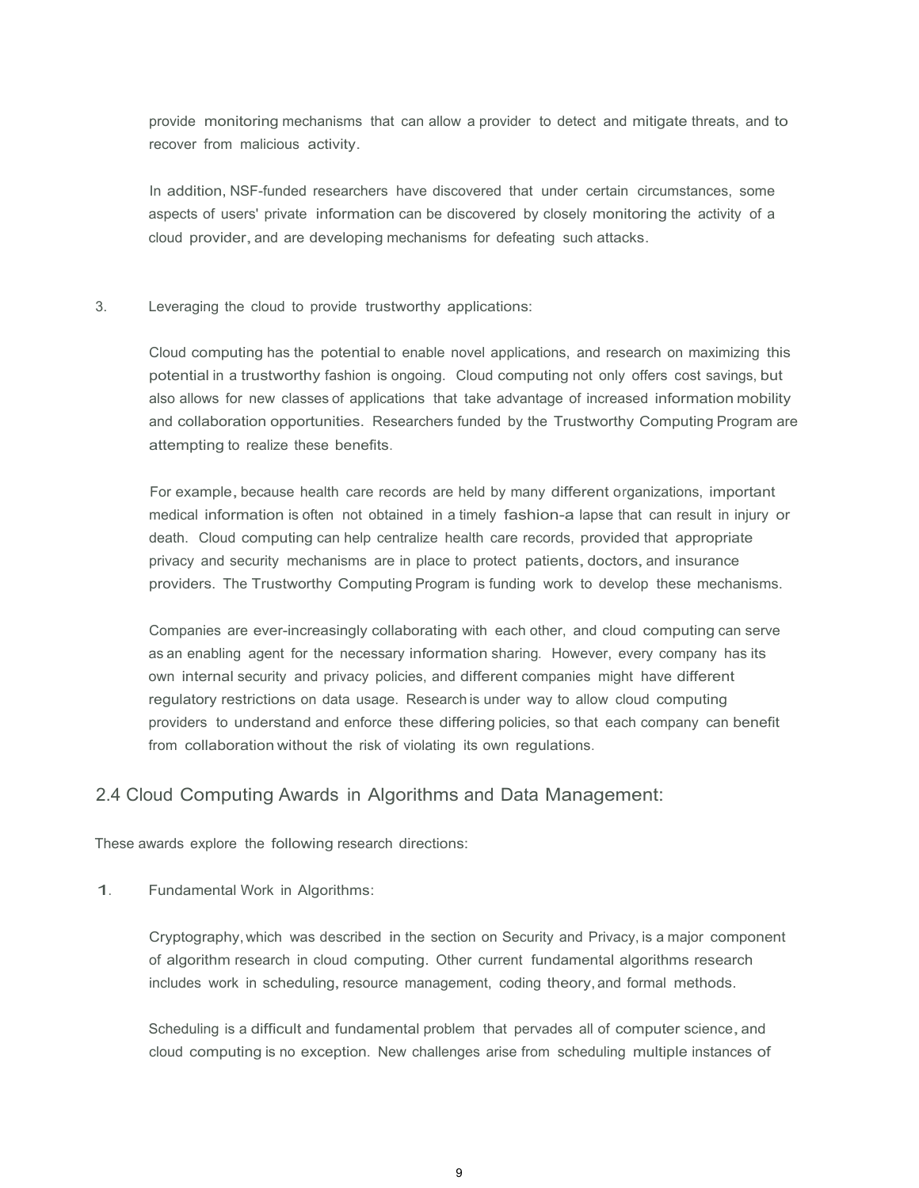provide monitoring mechanisms that can allow a provider to detect and mitigate threats, and to recover from malicious activity.

In addition, NSF-funded researchers have discovered that under certain circumstances, some aspects of users' private information can be discovered by closely monitoring the activity of a cloud provider, and are developing mechanisms for defeating such attacks.

3. Leveraging the cloud to provide trustworthy applications:

   Cloud computing has the potential to enable novel applications, and research on maximizing this potential in a trustworthy fashion is ongoing. Cloud computing not only offers cost savings, but also allows for new classes of applications that take advantage of increased information mobility and collaboration opportunities. Researchers funded by the Trustworthy Computing Program are attempting to realize these benefits.

   For example, because health care records are held by many different organizations, important medical information is often not obtained in a timely fashion-a lapse that can result in injury or death. Cloud computing can help centralize health care records, provided that appropriate privacy and security mechanisms are in place to protect patients, doctors, and insurance providers. The Trustworthy Computing Program is funding work to develop these mechanisms.

   Companies are ever-increasingly collaborating with each other, and cloud computing can serve as an enabling agent for the necessary information sharing. However, every company has its own internal security and privacy policies, and different companies might have different regulatory restrictions on data usage. Research is under way to allow cloud computing providers to understand and enforce these differing policies, so that each company can benefit from collaboration without the risk of violating its own regulations.

## 2.4 Cloud Computing Awards in Algorithms and Data Management:

These awards explore the following research directions:

1. Fundamental Work in Algorithms:

   Cryptography, which was described in the section on Security and Privacy, is a major component of algorithm research in cloud computing. Other current fundamental algorithms research includes work in scheduling, resource management, coding theory, and formal methods.

   Scheduling is a difficult and fundamental problem that pervades all of computer science, and cloud computing is no exception. New challenges arise from scheduling multiple instances of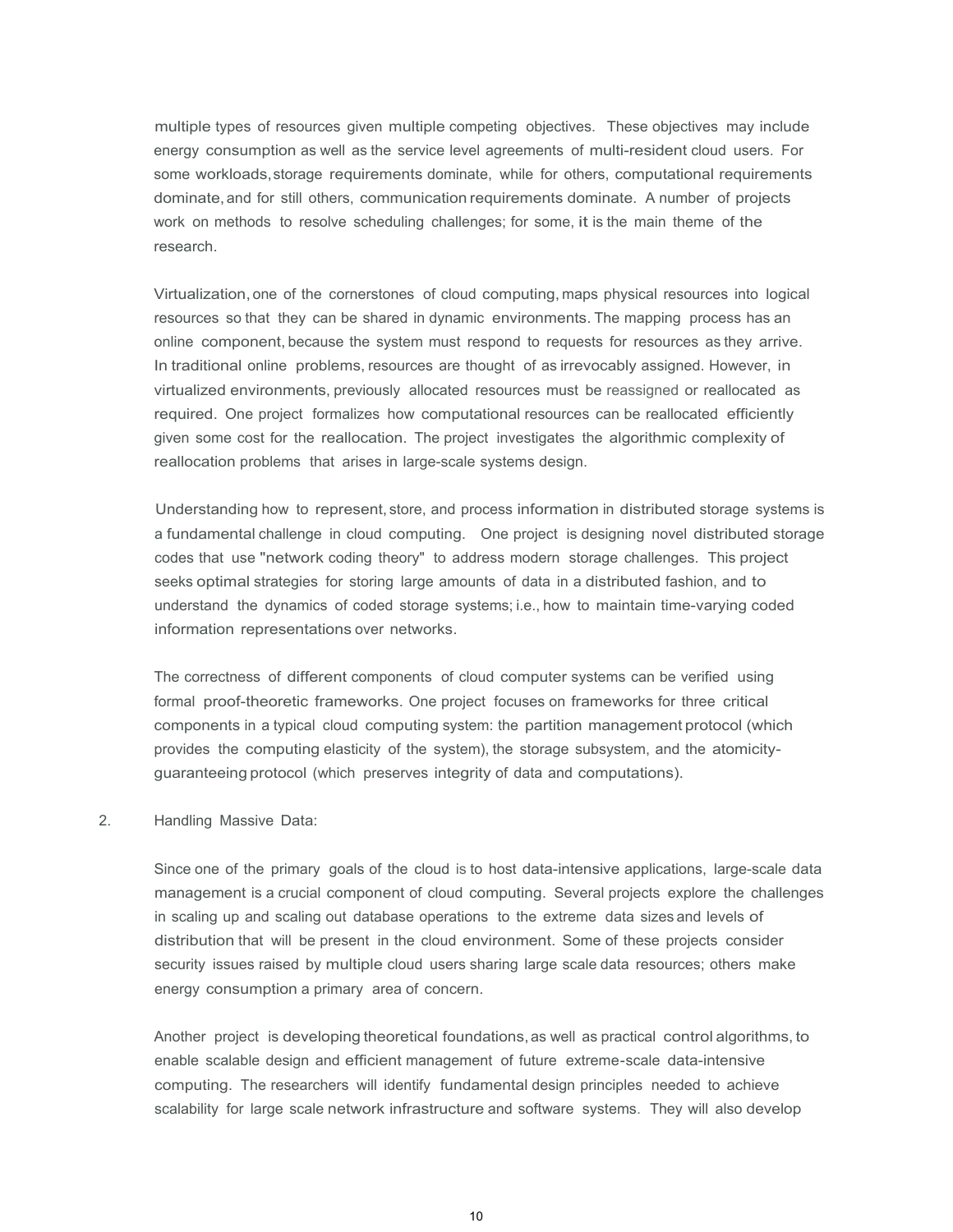multiple types of resources given multiple competing objectives. These objectives may include energy consumption as well as the service level agreements of multi-resident cloud users. For some workloads, storage requirements dominate, while for others, computational requirements dominate, and for still others, communication requirements dominate. A number of projects work on methods to resolve scheduling challenges; for some, it is the main theme of the research.

Virtualization, one of the cornerstones of cloud computing, maps physical resources into logical resources so that they can be shared in dynamic environments. The mapping process has an online component, because the system must respond to requests for resources as they arrive. In traditional online problems, resources are thought of as irrevocably assigned. However, in virtualized environments, previously allocated resources must be reassigned or reallocated as required. One project formalizes how computational resources can be reallocated efficiently given some cost for the reallocation. The project investigates the algorithmic complexity of reallocation problems that arises in large-scale systems design.

Understanding how to represent, store, and process information in distributed storage systems is a fundamental challenge in cloud computing. One project is designing novel distributed storage codes that use "network coding theory" to address modern storage challenges. This project seeks optimal strategies for storing large amounts of data in a distributed fashion, and to understand the dynamics of coded storage systems; i.e., how to maintain time-varying coded information representations over networks.

The correctness of different components of cloud computer systems can be verified using formal proof-theoretic frameworks. One project focuses on frameworks for three critical components in a typical cloud computing system: the partition management protocol (which provides the computing elasticity of the system), the storage subsystem, and the atomicity-guaranteeing protocol (which preserves integrity of data and computations).

2. Handling Massive Data:

Since one of the primary goals of the cloud is to host data-intensive applications, large-scale data management is a crucial component of cloud computing. Several projects explore the challenges in scaling up and scaling out database operations to the extreme data sizes and levels of distribution that will be present in the cloud environment. Some of these projects consider security issues raised by multiple cloud users sharing large scale data resources; others make energy consumption a primary area of concern.

Another project is developing theoretical foundations, as well as practical control algorithms, to enable scalable design and efficient management of future extreme-scale data-intensive computing. The researchers will identify fundamental design principles needed to achieve scalability for large scale network infrastructure and software systems. They will also develop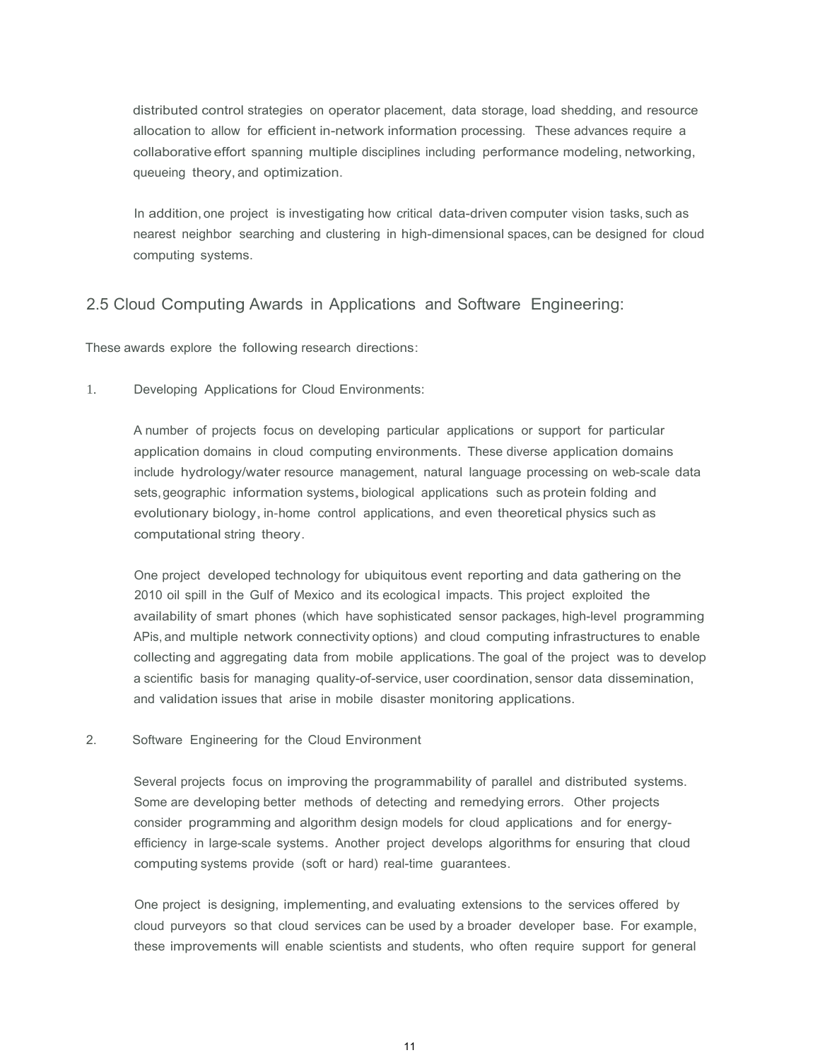distributed control strategies on operator placement, data storage, load shedding, and resource allocation to allow for efficient in-network information processing. These advances require a collaborative effort spanning multiple disciplines including performance modeling, networking, queueing theory, and optimization.

In addition, one project is investigating how critical data-driven computer vision tasks, such as nearest neighbor searching and clustering in high-dimensional spaces, can be designed for cloud computing systems.

## 2.5 Cloud Computing Awards in Applications and Software Engineering:

These awards explore the following research directions:

1. Developing Applications for Cloud Environments:

   A number of projects focus on developing particular applications or support for particular application domains in cloud computing environments. These diverse application domains include hydrology/water resource management, natural language processing on web-scale data sets, geographic information systems, biological applications such as protein folding and evolutionary biology, in-home control applications, and even theoretical physics such as computational string theory.

   One project developed technology for ubiquitous event reporting and data gathering on the 2010 oil spill in the Gulf of Mexico and its ecological impacts. This project exploited the availability of smart phones (which have sophisticated sensor packages, high-level programming APIs, and multiple network connectivity options) and cloud computing infrastructures to enable collecting and aggregating data from mobile applications. The goal of the project was to develop a scientific basis for managing quality-of-service, user coordination, sensor data dissemination, and validation issues that arise in mobile disaster monitoring applications.

2. Software Engineering for the Cloud Environment

   Several projects focus on improving the programmability of parallel and distributed systems. Some are developing better methods of detecting and remedying errors. Other projects consider programming and algorithm design models for cloud applications and for energy-efficiency in large-scale systems. Another project develops algorithms for ensuring that cloud computing systems provide (soft or hard) real-time guarantees.

   One project is designing, implementing, and evaluating extensions to the services offered by cloud purveyors so that cloud services can be used by a broader developer base. For example, these improvements will enable scientists and students, who often require support for general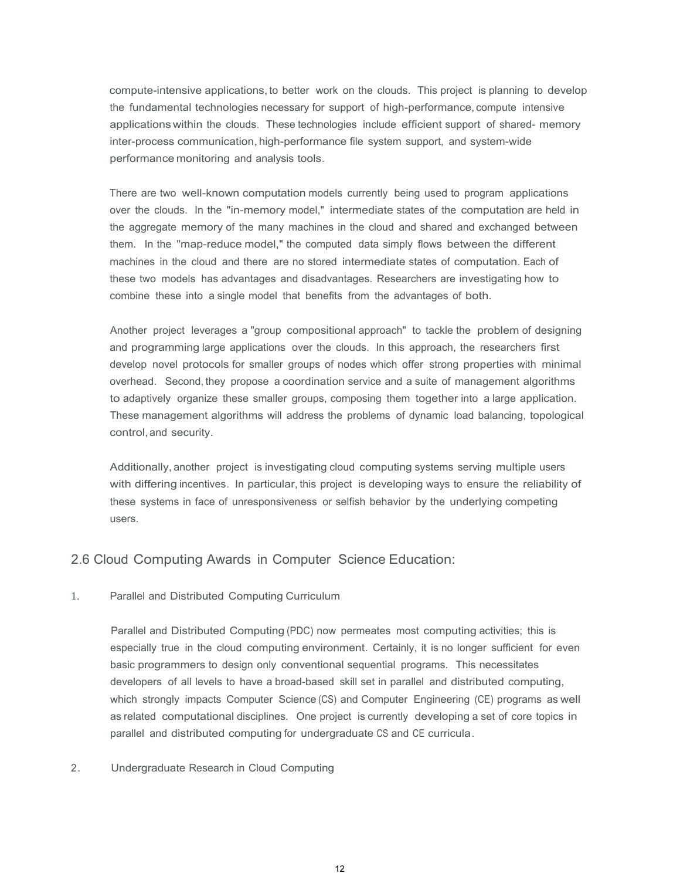compute-intensive applications, to better work on the clouds. This project is planning to develop the fundamental technologies necessary for support of high-performance, compute intensive applications within the clouds. These technologies include efficient support of shared- memory inter-process communication, high-performance file system support, and system-wide performance monitoring and analysis tools.

There are two well-known computation models currently being used to program applications over the clouds. In the "in-memory model," intermediate states of the computation are held in the aggregate memory of the many machines in the cloud and shared and exchanged between them. In the "map-reduce model," the computed data simply flows between the different machines in the cloud and there are no stored intermediate states of computation. Each of these two models has advantages and disadvantages. Researchers are investigating how to combine these into a single model that benefits from the advantages of both.

Another project leverages a "group compositional approach" to tackle the problem of designing and programming large applications over the clouds. In this approach, the researchers first develop novel protocols for smaller groups of nodes which offer strong properties with minimal overhead. Second, they propose a coordination service and a suite of management algorithms to adaptively organize these smaller groups, composing them together into a large application. These management algorithms will address the problems of dynamic load balancing, topological control, and security.

Additionally, another project is investigating cloud computing systems serving multiple users with differing incentives. In particular, this project is developing ways to ensure the reliability of these systems in face of unresponsiveness or selfish behavior by the underlying competing users.

## 2.6 Cloud Computing Awards in Computer Science Education:

1. Parallel and Distributed Computing Curriculum

   Parallel and Distributed Computing (PDC) now permeates most computing activities; this is especially true in the cloud computing environment. Certainly, it is no longer sufficient for even basic programmers to design only conventional sequential programs. This necessitates developers of all levels to have a broad-based skill set in parallel and distributed computing, which strongly impacts Computer Science (CS) and Computer Engineering (CE) programs as well as related computational disciplines. One project is currently developing a set of core topics in parallel and distributed computing for undergraduate CS and CE curricula.

2. Undergraduate Research in Cloud Computing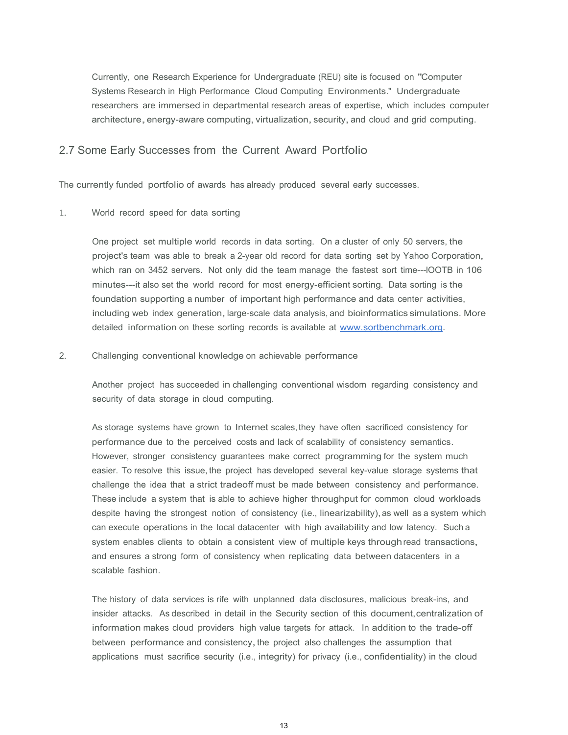Currently, one Research Experience for Undergraduate (REU) site is focused on "Computer Systems Research in High Performance Cloud Computing Environments." Undergraduate researchers are immersed in departmental research areas of expertise, which includes computer architecture, energy-aware computing, virtualization, security, and cloud and grid computing.

## 2.7 Some Early Successes from the Current Award Portfolio

The currently funded portfolio of awards has already produced several early successes.

1. World record speed for data sorting

   One project set multiple world records in data sorting. On a cluster of only 50 servers, the project's team was able to break a 2-year old record for data sorting set by Yahoo Corporation, which ran on 3452 servers. Not only did the team manage the fastest sort time---lOOTB in 106 minutes---it also set the world record for most energy-efficient sorting. Data sorting is the foundation supporting a number of important high performance and data center activities, including web index generation, large-scale data analysis, and bioinformatics simulations. More detailed information on these sorting records is available at [www.sortbenchmark.org](www.sortbenchmark.org).

2. Challenging conventional knowledge on achievable performance

   Another project has succeeded in challenging conventional wisdom regarding consistency and security of data storage in cloud computing.

   As storage systems have grown to Internet scales, they have often sacrificed consistency for performance due to the perceived costs and lack of scalability of consistency semantics. However, stronger consistency guarantees make correct programming for the system much easier. To resolve this issue, the project has developed several key-value storage systems that challenge the idea that a strict tradeoff must be made between consistency and performance. These include a system that is able to achieve higher throughput for common cloud workloads despite having the strongest notion of consistency (i.e., linearizability), as well as a system which can execute operations in the local datacenter with high availability and low latency. Such a system enables clients to obtain a consistent view of multiple keys through read transactions, and ensures a strong form of consistency when replicating data between datacenters in a scalable fashion.

   The history of data services is rife with unplanned data disclosures, malicious break-ins, and insider attacks. As described in detail in the Security section of this document, centralization of information makes cloud providers high value targets for attack. In addition to the trade-off between performance and consistency, the project also challenges the assumption that applications must sacrifice security (i.e., integrity) for privacy (i.e., confidentiality) in the cloud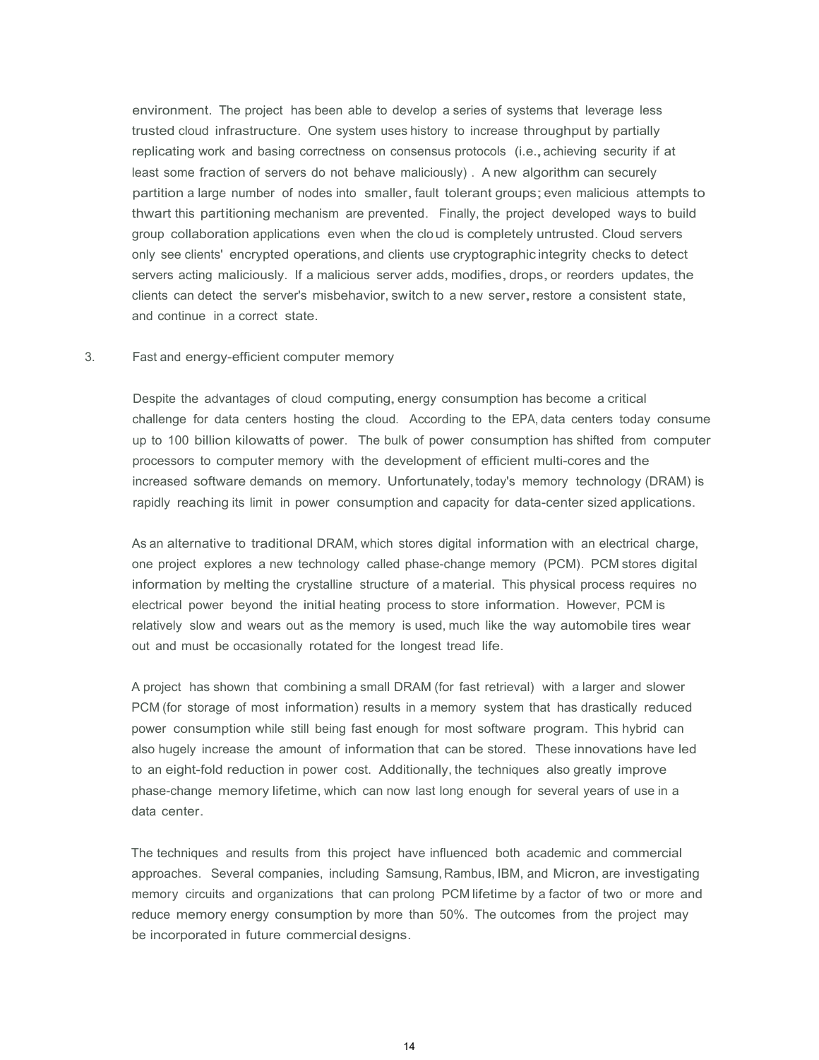environment. The project has been able to develop a series of systems that leverage less trusted cloud infrastructure. One system uses history to increase throughput by partially replicating work and basing correctness on consensus protocols (i.e., achieving security if at least some fraction of servers do not behave maliciously). A new algorithm can securely partition a large number of nodes into smaller, fault tolerant groups; even malicious attempts to thwart this partitioning mechanism are prevented. Finally, the project developed ways to build group collaboration applications even when the cloud is completely untrusted. Cloud servers only see clients' encrypted operations, and clients use cryptographic integrity checks to detect servers acting maliciously. If a malicious server adds, modifies, drops, or reorders updates, the clients can detect the server's misbehavior, switch to a new server, restore a consistent state, and continue in a correct state.

3. Fast and energy-efficient computer memory

Despite the advantages of cloud computing, energy consumption has become a critical challenge for data centers hosting the cloud. According to the EPA, data centers today consume up to 100 billion kilowatts of power. The bulk of power consumption has shifted from computer processors to computer memory with the development of efficient multi-cores and the increased software demands on memory. Unfortunately, today's memory technology (DRAM) is rapidly reaching its limit in power consumption and capacity for data-center sized applications.

As an alternative to traditional DRAM, which stores digital information with an electrical charge, one project explores a new technology called phase-change memory (PCM). PCM stores digital information by melting the crystalline structure of a material. This physical process requires no electrical power beyond the initial heating process to store information. However, PCM is relatively slow and wears out as the memory is used, much like the way automobile tires wear out and must be occasionally rotated for the longest tread life.

A project has shown that combining a small DRAM (for fast retrieval) with a larger and slower PCM (for storage of most information) results in a memory system that has drastically reduced power consumption while still being fast enough for most software program. This hybrid can also hugely increase the amount of information that can be stored. These innovations have led to an eight-fold reduction in power cost. Additionally, the techniques also greatly improve phase-change memory lifetime, which can now last long enough for several years of use in a data center.

The techniques and results from this project have influenced both academic and commercial approaches. Several companies, including Samsung, Rambus, IBM, and Micron, are investigating memory circuits and organizations that can prolong PCM lifetime by a factor of two or more and reduce memory energy consumption by more than 50%. The outcomes from the project may be incorporated in future commercial designs.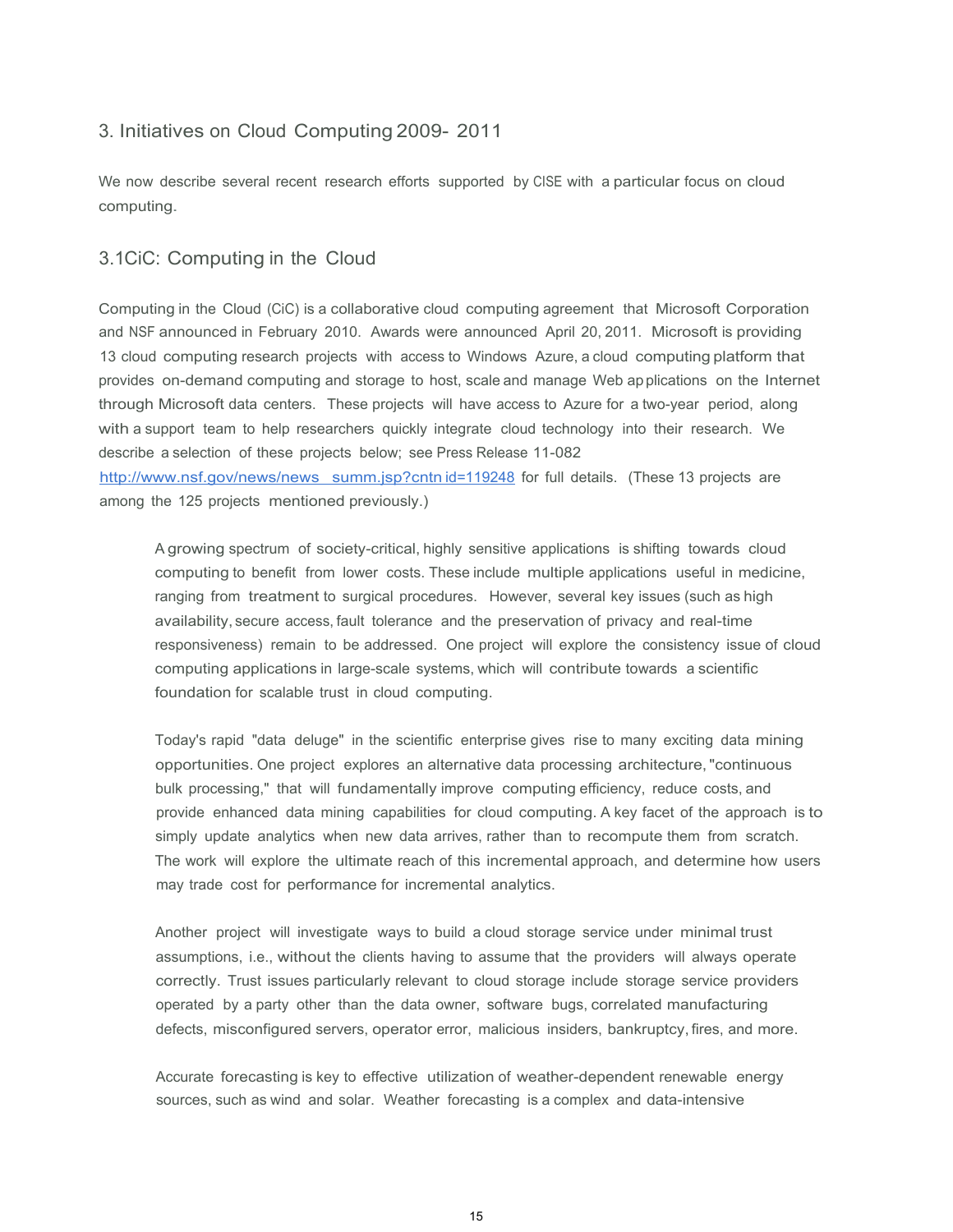## 3. Initiatives on Cloud Computing 2009- 2011

We now describe several recent research efforts supported by CISE with a particular focus on cloud computing.

### 3.1CiC: Computing in the Cloud

Computing in the Cloud (CiC) is a collaborative cloud computing agreement that Microsoft Corporation and NSF announced in February 2010. Awards were announced April 20, 2011. Microsoft is providing 13 cloud computing research projects with access to Windows Azure, a cloud computing platform that provides on-demand computing and storage to host, scale and manage Web applications on the Internet through Microsoft data centers. These projects will have access to Azure for a two-year period, along with a support team to help researchers quickly integrate cloud technology into their research. We describe a selection of these projects below; see Press Release 11-082 http://www.nsf.gov/news/news_summ.jsp?cntn_id=119248 for full details. (These 13 projects are among the 125 projects mentioned previously.)

> A growing spectrum of society-critical, highly sensitive applications is shifting towards cloud computing to benefit from lower costs. These include multiple applications useful in medicine, ranging from treatment to surgical procedures. However, several key issues (such as high availability, secure access, fault tolerance and the preservation of privacy and real-time responsiveness) remain to be addressed. One project will explore the consistency issue of cloud computing applications in large-scale systems, which will contribute towards a scientific foundation for scalable trust in cloud computing.
>
> Today's rapid "data deluge" in the scientific enterprise gives rise to many exciting data mining opportunities. One project explores an alternative data processing architecture, "continuous bulk processing," that will fundamentally improve computing efficiency, reduce costs, and provide enhanced data mining capabilities for cloud computing. A key facet of the approach is to simply update analytics when new data arrives, rather than to recompute them from scratch. The work will explore the ultimate reach of this incremental approach, and determine how users may trade cost for performance for incremental analytics.
>
> Another project will investigate ways to build a cloud storage service under minimal trust assumptions, i.e., without the clients having to assume that the providers will always operate correctly. Trust issues particularly relevant to cloud storage include storage service providers operated by a party other than the data owner, software bugs, correlated manufacturing defects, misconfigured servers, operator error, malicious insiders, bankruptcy, fires, and more.
>
> Accurate forecasting is key to effective utilization of weather-dependent renewable energy sources, such as wind and solar. Weather forecasting is a complex and data-intensive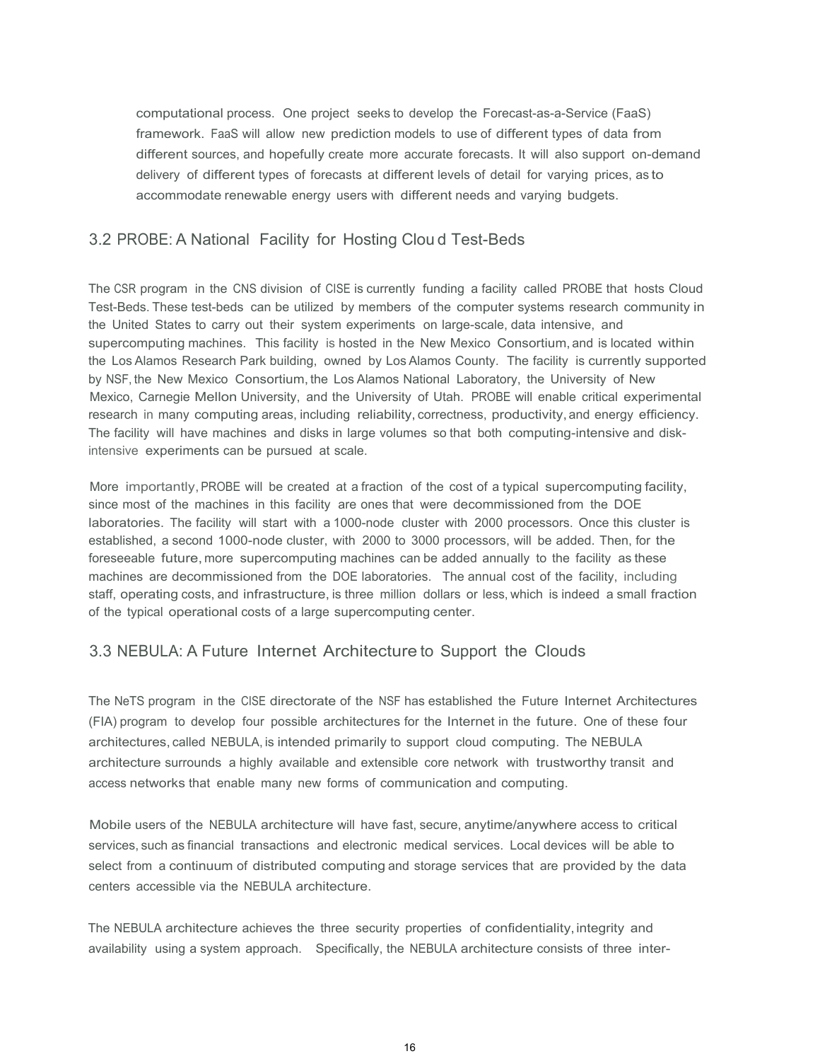computational process. One project seeks to develop the Forecast-as-a-Service (FaaS) framework. FaaS will allow new prediction models to use of different types of data from different sources, and hopefully create more accurate forecasts. It will also support on-demand delivery of different types of forecasts at different levels of detail for varying prices, as to accommodate renewable energy users with different needs and varying budgets.

## 3.2 PROBE: A National Facility for Hosting Clou d Test-Beds

The CSR program in the CNS division of CISE is currently funding a facility called PROBE that hosts Cloud Test-Beds. These test-beds can be utilized by members of the computer systems research community in the United States to carry out their system experiments on large-scale, data intensive, and supercomputing machines. This facility is hosted in the New Mexico Consortium, and is located within the Los Alamos Research Park building, owned by Los Alamos County. The facility is currently supported by NSF, the New Mexico Consortium, the Los Alamos National Laboratory, the University of New Mexico, Carnegie Mellon University, and the University of Utah. PROBE will enable critical experimental research in many computing areas, including reliability, correctness, productivity, and energy efficiency. The facility will have machines and disks in large volumes so that both computing-intensive and disk-intensive experiments can be pursued at scale.

More importantly, PROBE will be created at a fraction of the cost of a typical supercomputing facility, since most of the machines in this facility are ones that were decommissioned from the DOE laboratories. The facility will start with a 1000-node cluster with 2000 processors. Once this cluster is established, a second 1000-node cluster, with 2000 to 3000 processors, will be added. Then, for the foreseeable future, more supercomputing machines can be added annually to the facility as these machines are decommissioned from the DOE laboratories. The annual cost of the facility, including staff, operating costs, and infrastructure, is three million dollars or less, which is indeed a small fraction of the typical operational costs of a large supercomputing center.

## 3.3 NEBULA: A Future Internet Architecture to Support the Clouds

The NeTS program in the CISE directorate of the NSF has established the Future Internet Architectures (FIA) program to develop four possible architectures for the Internet in the future. One of these four architectures, called NEBULA, is intended primarily to support cloud computing. The NEBULA architecture surrounds a highly available and extensible core network with trustworthy transit and access networks that enable many new forms of communication and computing.

Mobile users of the NEBULA architecture will have fast, secure, anytime/anywhere access to critical services, such as financial transactions and electronic medical services. Local devices will be able to select from a continuum of distributed computing and storage services that are provided by the data centers accessible via the NEBULA architecture.

The NEBULA architecture achieves the three security properties of confidentiality, integrity and availability using a system approach. Specifically, the NEBULA architecture consists of three inter-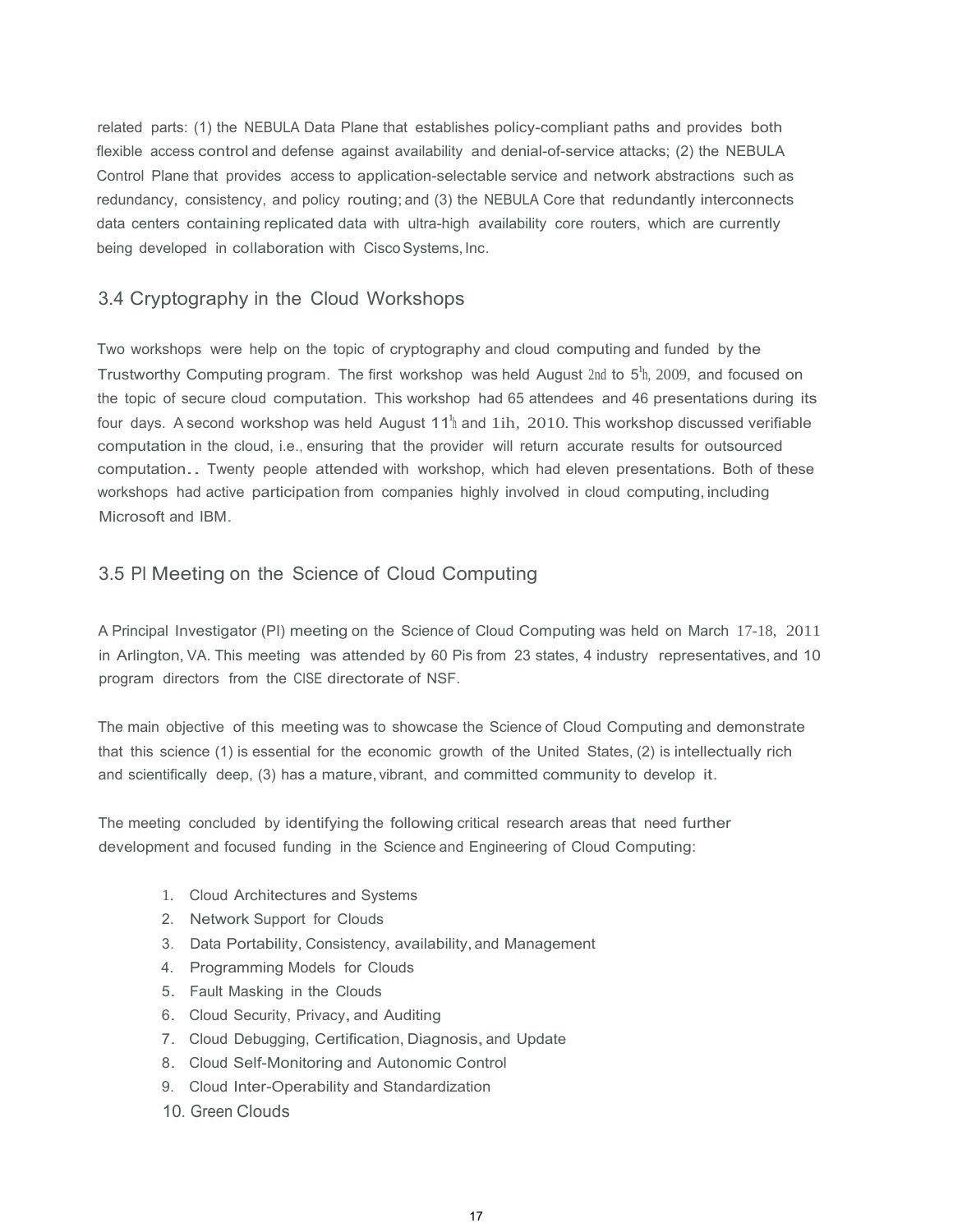related parts: (1) the NEBULA Data Plane that establishes policy-compliant paths and provides both flexible access control and defense against availability and denial-of-service attacks; (2) the NEBULA Control Plane that provides access to application-selectable service and network abstractions such as redundancy, consistency, and policy routing; and (3) the NEBULA Core that redundantly interconnects data centers containing replicated data with ultra-high availability core routers, which are currently being developed in collaboration with Cisco Systems, Inc.

## 3.4 Cryptography in the Cloud Workshops

Two workshops were help on the topic of cryptography and cloud computing and funded by the Trustworthy Computing program. The first workshop was held August 2nd to 5th, 2009, and focused on the topic of secure cloud computation. This workshop had 65 attendees and 46 presentations during its four days. A second workshop was held August 11th and 1ih, 2010. This workshop discussed verifiable computation in the cloud, i.e., ensuring that the provider will return accurate results for outsourced computation.. Twenty people attended with workshop, which had eleven presentations. Both of these workshops had active participation from companies highly involved in cloud computing, including Microsoft and IBM.

## 3.5 PI Meeting on the Science of Cloud Computing

A Principal Investigator (PI) meeting on the Science of Cloud Computing was held on March 17-18, 2011 in Arlington, VA. This meeting was attended by 60 Pis from 23 states, 4 industry representatives, and 10 program directors from the CISE directorate of NSF.

The main objective of this meeting was to showcase the Science of Cloud Computing and demonstrate that this science (1) is essential for the economic growth of the United States, (2) is intellectually rich and scientifically deep, (3) has a mature, vibrant, and committed community to develop it.

The meeting concluded by identifying the following critical research areas that need further development and focused funding in the Science and Engineering of Cloud Computing:

1. Cloud Architectures and Systems
2. Network Support for Clouds
3. Data Portability, Consistency, availability, and Management
4. Programming Models for Clouds
5. Fault Masking in the Clouds
6. Cloud Security, Privacy, and Auditing
7. Cloud Debugging, Certification, Diagnosis, and Update
8. Cloud Self-Monitoring and Autonomic Control
9. Cloud Inter-Operability and Standardization
10. Green Clouds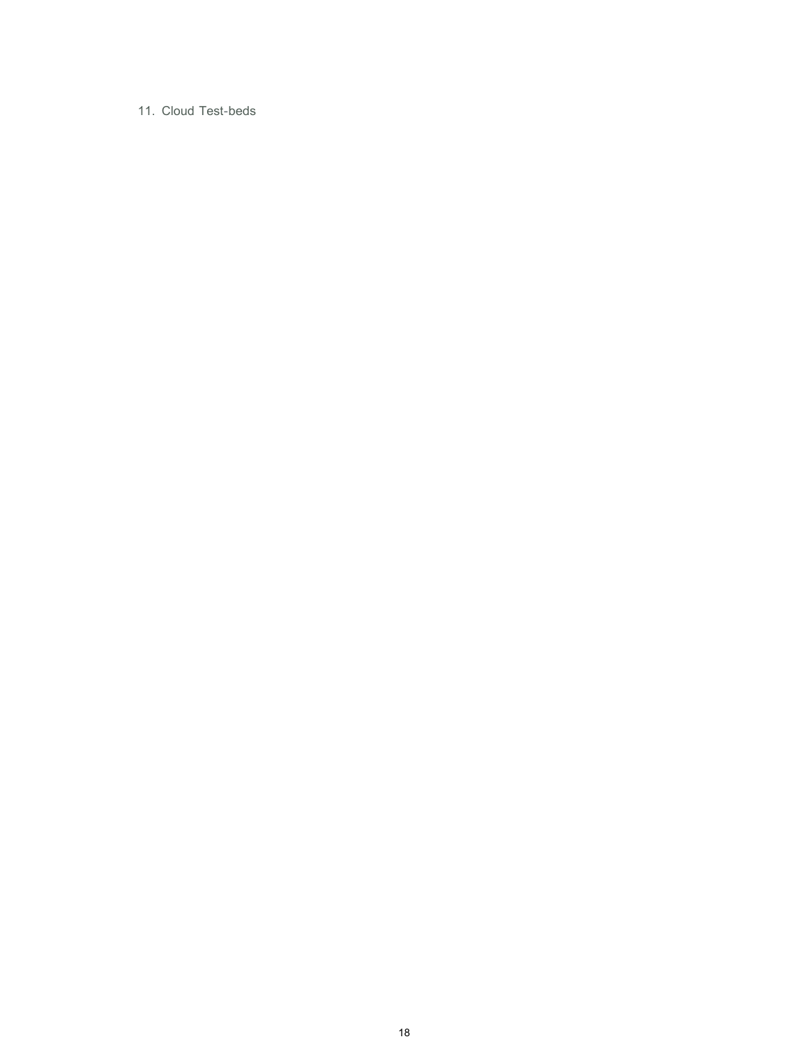11. Cloud Test-beds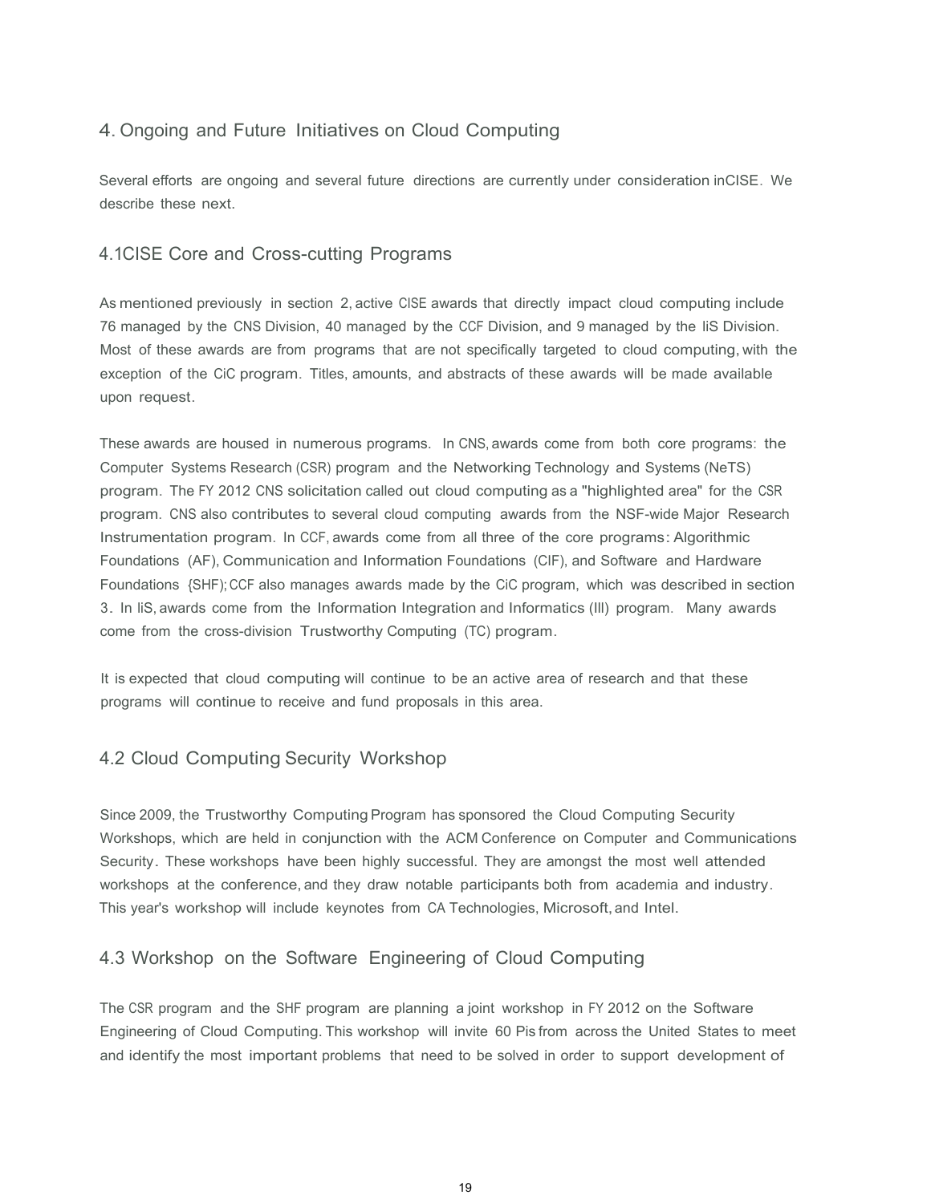## 4. Ongoing and Future Initiatives on Cloud Computing

Several efforts are ongoing and several future directions are currently under consideration inCISE. We describe these next.

### 4.1CISE Core and Cross-cutting Programs

As mentioned previously in section 2, active CISE awards that directly impact cloud computing include 76 managed by the CNS Division, 40 managed by the CCF Division, and 9 managed by the liS Division. Most of these awards are from programs that are not specifically targeted to cloud computing, with the exception of the CiC program. Titles, amounts, and abstracts of these awards will be made available upon request.

These awards are housed in numerous programs. In CNS, awards come from both core programs: the Computer Systems Research (CSR) program and the Networking Technology and Systems (NeTS) program. The FY 2012 CNS solicitation called out cloud computing as a "highlighted area" for the CSR program. CNS also contributes to several cloud computing awards from the NSF-wide Major Research Instrumentation program. In CCF, awards come from all three of the core programs: Algorithmic Foundations (AF), Communication and Information Foundations (CIF), and Software and Hardware Foundations {SHF); CCF also manages awards made by the CiC program, which was described in section 3. In liS, awards come from the Information Integration and Informatics (III) program. Many awards come from the cross-division Trustworthy Computing (TC) program.

It is expected that cloud computing will continue to be an active area of research and that these programs will continue to receive and fund proposals in this area.

### 4.2 Cloud Computing Security Workshop

Since 2009, the Trustworthy Computing Program has sponsored the Cloud Computing Security Workshops, which are held in conjunction with the ACM Conference on Computer and Communications Security. These workshops have been highly successful. They are amongst the most well attended workshops at the conference, and they draw notable participants both from academia and industry. This year's workshop will include keynotes from CA Technologies, Microsoft, and Intel.

### 4.3 Workshop on the Software Engineering of Cloud Computing

The CSR program and the SHF program are planning a joint workshop in FY 2012 on the Software Engineering of Cloud Computing. This workshop will invite 60 Pis from across the United States to meet and identify the most important problems that need to be solved in order to support development of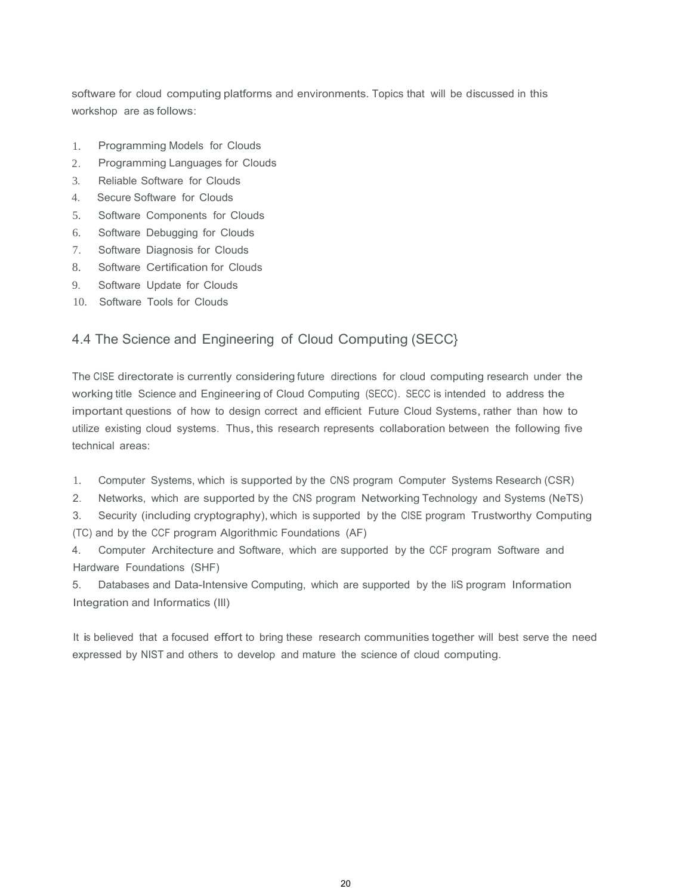software for cloud computing platforms and environments. Topics that will be discussed in this workshop are as follows:

1. Programming Models for Clouds
2. Programming Languages for Clouds
3. Reliable Software for Clouds
4. Secure Software for Clouds
5. Software Components for Clouds
6. Software Debugging for Clouds
7. Software Diagnosis for Clouds
8. Software Certification for Clouds
9. Software Update for Clouds
10. Software Tools for Clouds

## 4.4 The Science and Engineering of Cloud Computing (SECC}

The CISE directorate is currently considering future directions for cloud computing research under the working title Science and Engineering of Cloud Computing (SECC). SECC is intended to address the important questions of how to design correct and efficient Future Cloud Systems, rather than how to utilize existing cloud systems. Thus, this research represents collaboration between the following five technical areas:

1. Computer Systems, which is supported by the CNS program Computer Systems Research (CSR)
2. Networks, which are supported by the CNS program Networking Technology and Systems (NeTS)
3. Security (including cryptography), which is supported by the CISE program Trustworthy Computing (TC) and by the CCF program Algorithmic Foundations (AF)
4. Computer Architecture and Software, which are supported by the CCF program Software and Hardware Foundations (SHF)
5. Databases and Data-Intensive Computing, which are supported by the liS program Information Integration and Informatics (III)

It is believed that a focused effort to bring these research communities together will best serve the need expressed by NIST and others to develop and mature the science of cloud computing.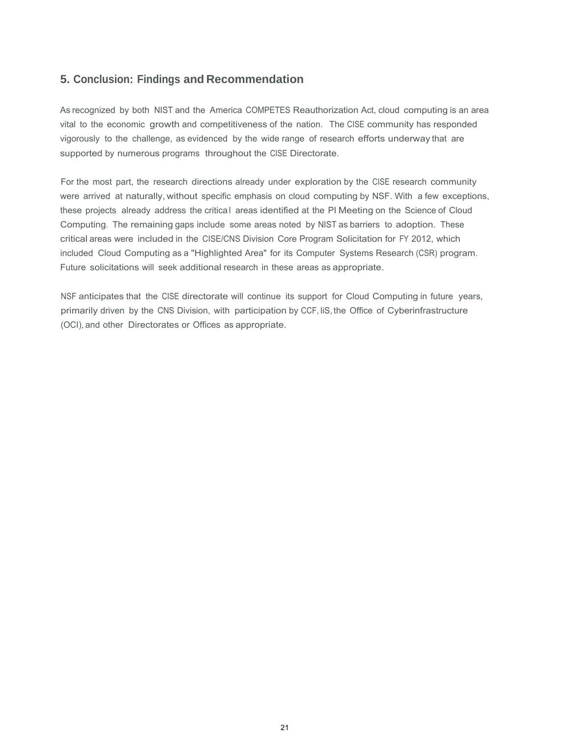## 5. Conclusion: Findings and Recommendation

As recognized by both NIST and the America COMPETES Reauthorization Act, cloud computing is an area vital to the economic growth and competitiveness of the nation. The CISE community has responded vigorously to the challenge, as evidenced by the wide range of research efforts underway that are supported by numerous programs throughout the CISE Directorate.

For the most part, the research directions already under exploration by the CISE research community were arrived at naturally, without specific emphasis on cloud computing by NSF. With a few exceptions, these projects already address the critical areas identified at the PI Meeting on the Science of Cloud Computing. The remaining gaps include some areas noted by NIST as barriers to adoption. These critical areas were included in the CISE/CNS Division Core Program Solicitation for FY 2012, which included Cloud Computing as a "Highlighted Area" for its Computer Systems Research (CSR) program. Future solicitations will seek additional research in these areas as appropriate.

NSF anticipates that the CISE directorate will continue its support for Cloud Computing in future years, primarily driven by the CNS Division, with participation by CCF, IIS, the Office of Cyberinfrastructure (OCI), and other Directorates or Offices as appropriate.